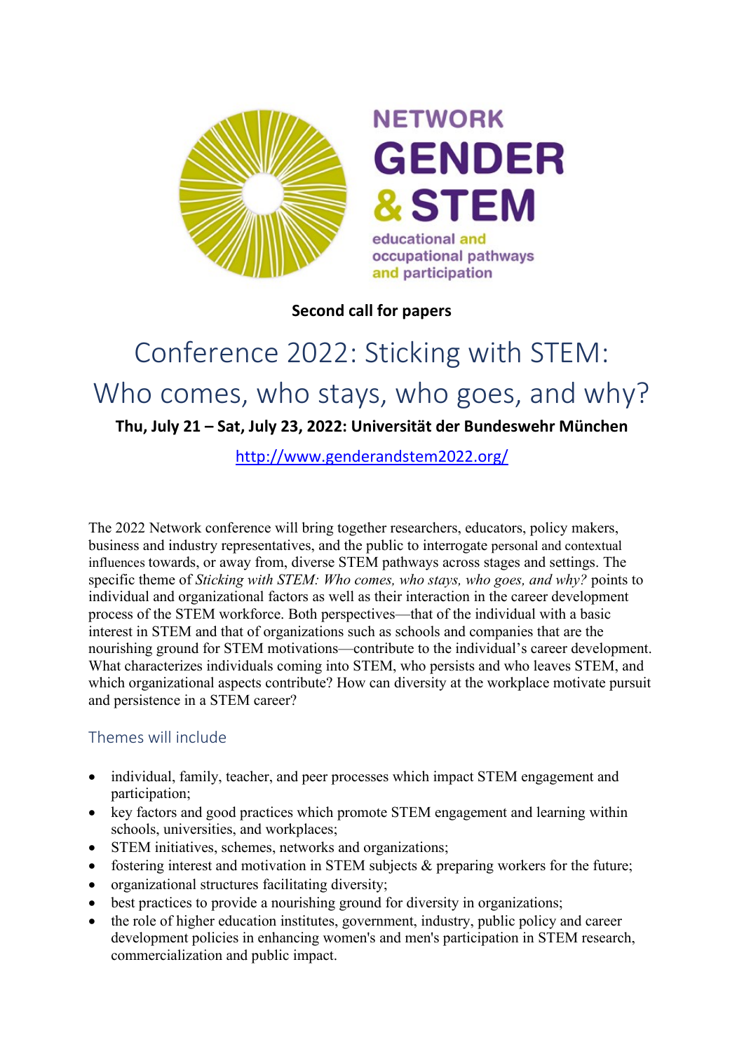NETWORK
GENDER
& STEM
educational and
occupational pathways
and participation

**Second call for papers**

# Conference 2022: Sticking with STEM: Who comes, who stays, who goes, and why?

**Thu, July 21 – Sat, July 23, 2022: Universität der Bundeswehr München**

http://www.genderandstem2022.org/

The 2022 Network conference will bring together researchers, educators, policy makers, business and industry representatives, and the public to interrogate personal and contextual influences towards, or away from, diverse STEM pathways across stages and settings. The specific theme of *Sticking with STEM: Who comes, who stays, who goes, and why?* points to individual and organizational factors as well as their interaction in the career development process of the STEM workforce. Both perspectives—that of the individual with a basic interest in STEM and that of organizations such as schools and companies that are the nourishing ground for STEM motivations—contribute to the individual's career development. What characterizes individuals coming into STEM, who persists and who leaves STEM, and which organizational aspects contribute? How can diversity at the workplace motivate pursuit and persistence in a STEM career?

## Themes will include

- individual, family, teacher, and peer processes which impact STEM engagement and participation;
- key factors and good practices which promote STEM engagement and learning within schools, universities, and workplaces;
- STEM initiatives, schemes, networks and organizations;
- fostering interest and motivation in STEM subjects & preparing workers for the future;
- organizational structures facilitating diversity;
- best practices to provide a nourishing ground for diversity in organizations;
- the role of higher education institutes, government, industry, public policy and career development policies in enhancing women's and men's participation in STEM research, commercialization and public impact.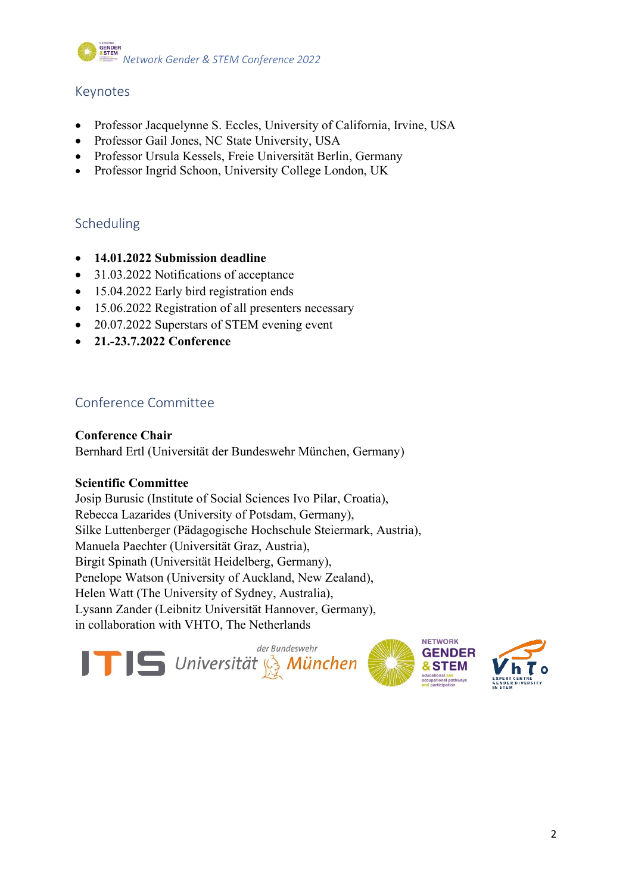## Keynotes

- Professor Jacquelynne S. Eccles, University of California, Irvine, USA
- Professor Gail Jones, NC State University, USA
- Professor Ursula Kessels, Freie Universität Berlin, Germany
- Professor Ingrid Schoon, University College London, UK

## Scheduling

- **14.01.2022 Submission deadline**
- 31.03.2022 Notifications of acceptance
- 15.04.2022 Early bird registration ends
- 15.06.2022 Registration of all presenters necessary
- 20.07.2022 Superstars of STEM evening event
- **21.-23.7.2022 Conference**

## Conference Committee

**Conference Chair**
Bernhard Ertl (Universität der Bundeswehr München, Germany)

**Scientific Committee**
Josip Burusic (Institute of Social Sciences Ivo Pilar, Croatia),
Rebecca Lazarides (University of Potsdam, Germany),
Silke Luttenberger (Pädagogische Hochschule Steiermark, Austria),
Manuela Paechter (Universität Graz, Austria),
Birgit Spinath (Universität Heidelberg, Germany),
Penelope Watson (University of Auckland, New Zealand),
Helen Watt (The University of Sydney, Australia),
Lysann Zander (Leibnitz Universität Hannover, Germany),
in collaboration with VHTO, The Netherlands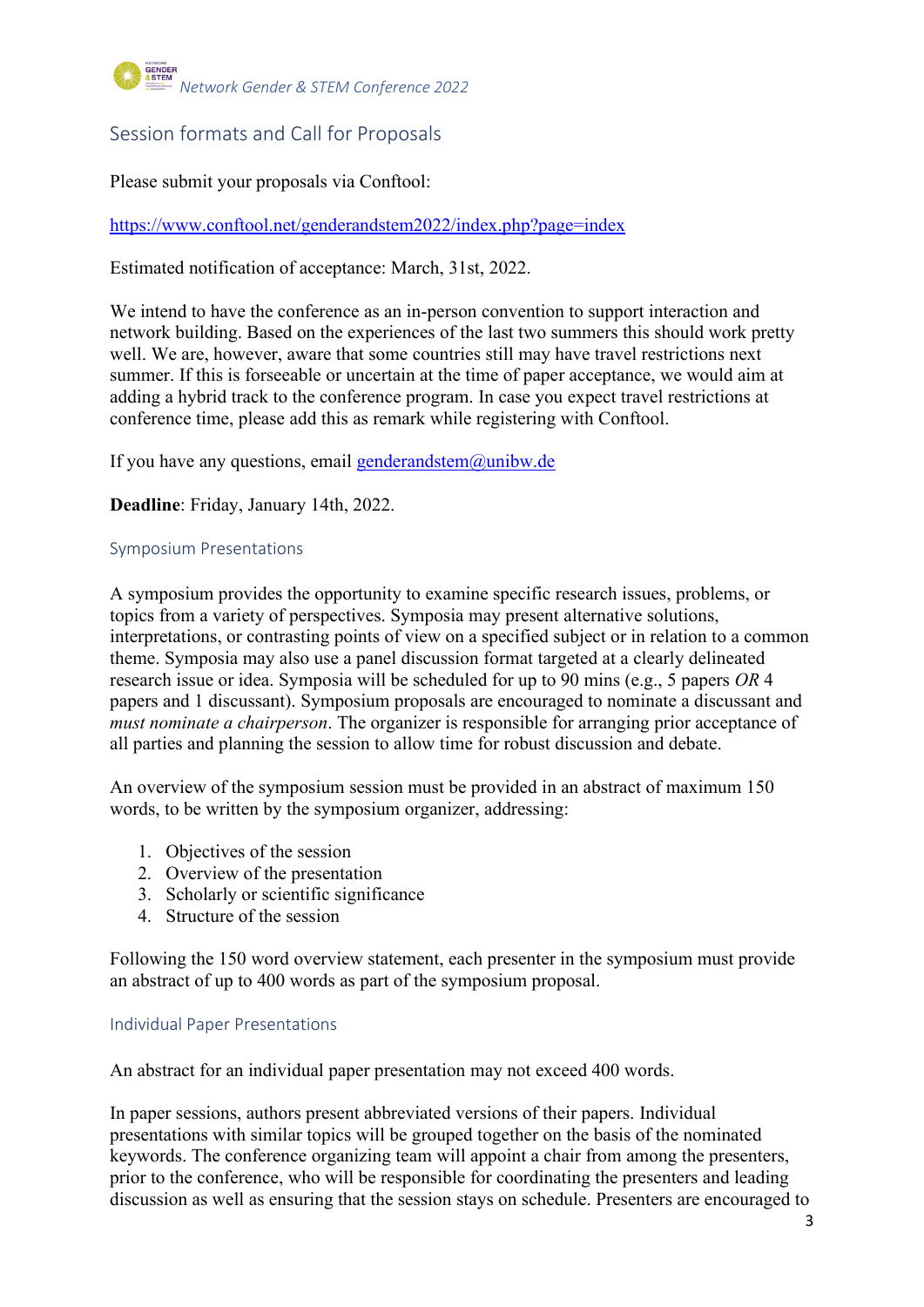## Session formats and Call for Proposals

Please submit your proposals via Conftool:

[https://www.conftool.net/genderandstem2022/index.php?page=index](https://www.conftool.net/genderandstem2022/index.php?page=index)

Estimated notification of acceptance: March, 31st, 2022.

We intend to have the conference as an in-person convention to support interaction and network building. Based on the experiences of the last two summers this should work pretty well. We are, however, aware that some countries still may have travel restrictions next summer. If this is forseeable or uncertain at the time of paper acceptance, we would aim at adding a hybrid track to the conference program. In case you expect travel restrictions at conference time, please add this as remark while registering with Conftool.

If you have any questions, email [genderandstem@unibw.de](mailto:genderandstem@unibw.de)

**Deadline**: Friday, January 14th, 2022.

### Symposium Presentations

A symposium provides the opportunity to examine specific research issues, problems, or topics from a variety of perspectives. Symposia may present alternative solutions, interpretations, or contrasting points of view on a specified subject or in relation to a common theme. Symposia may also use a panel discussion format targeted at a clearly delineated research issue or idea. Symposia will be scheduled for up to 90 mins (e.g., 5 papers *OR* 4 papers and 1 discussant). Symposium proposals are encouraged to nominate a discussant and *must nominate a chairperson*. The organizer is responsible for arranging prior acceptance of all parties and planning the session to allow time for robust discussion and debate.

An overview of the symposium session must be provided in an abstract of maximum 150 words, to be written by the symposium organizer, addressing:

1. Objectives of the session
2. Overview of the presentation
3. Scholarly or scientific significance
4. Structure of the session

Following the 150 word overview statement, each presenter in the symposium must provide an abstract of up to 400 words as part of the symposium proposal.

### Individual Paper Presentations

An abstract for an individual paper presentation may not exceed 400 words.

In paper sessions, authors present abbreviated versions of their papers. Individual presentations with similar topics will be grouped together on the basis of the nominated keywords. The conference organizing team will appoint a chair from among the presenters, prior to the conference, who will be responsible for coordinating the presenters and leading discussion as well as ensuring that the session stays on schedule. Presenters are encouraged to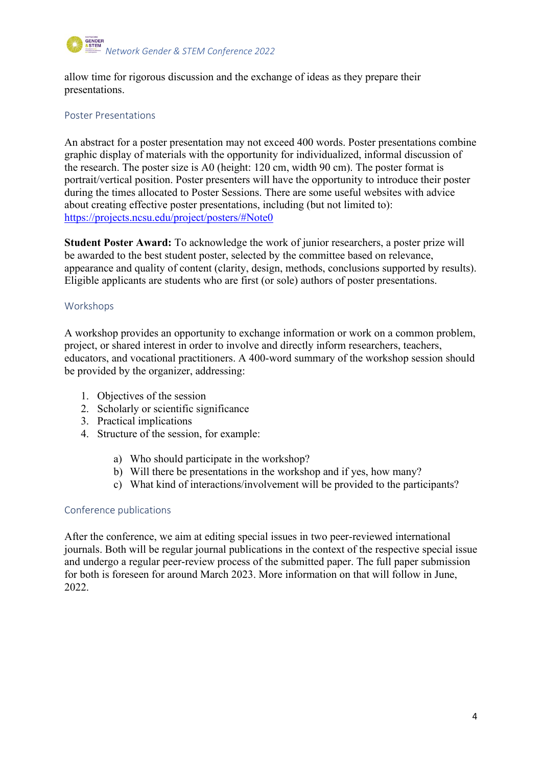allow time for rigorous discussion and the exchange of ideas as they prepare their presentations.

## Poster Presentations

An abstract for a poster presentation may not exceed 400 words. Poster presentations combine graphic display of materials with the opportunity for individualized, informal discussion of the research. The poster size is A0 (height: 120 cm, width 90 cm). The poster format is portrait/vertical position. Poster presenters will have the opportunity to introduce their poster during the times allocated to Poster Sessions. There are some useful websites with advice about creating effective poster presentations, including (but not limited to): https://projects.ncsu.edu/project/posters/#Note0

**Student Poster Award:** To acknowledge the work of junior researchers, a poster prize will be awarded to the best student poster, selected by the committee based on relevance, appearance and quality of content (clarity, design, methods, conclusions supported by results). Eligible applicants are students who are first (or sole) authors of poster presentations.

## Workshops

A workshop provides an opportunity to exchange information or work on a common problem, project, or shared interest in order to involve and directly inform researchers, teachers, educators, and vocational practitioners. A 400-word summary of the workshop session should be provided by the organizer, addressing:

1. Objectives of the session
2. Scholarly or scientific significance
3. Practical implications
4. Structure of the session, for example:

   a) Who should participate in the workshop?
   b) Will there be presentations in the workshop and if yes, how many?
   c) What kind of interactions/involvement will be provided to the participants?

## Conference publications

After the conference, we aim at editing special issues in two peer-reviewed international journals. Both will be regular journal publications in the context of the respective special issue and undergo a regular peer-review process of the submitted paper. The full paper submission for both is foreseen for around March 2023. More information on that will follow in June, 2022.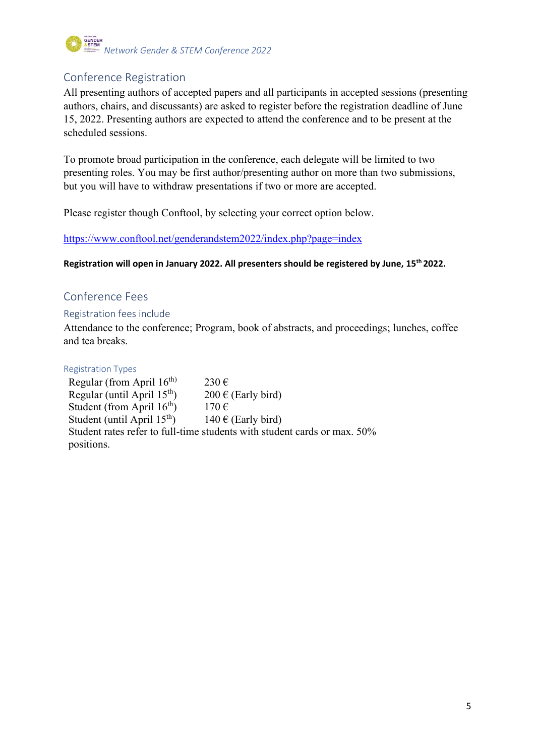## Conference Registration

All presenting authors of accepted papers and all participants in accepted sessions (presenting authors, chairs, and discussants) are asked to register before the registration deadline of June 15, 2022. Presenting authors are expected to attend the conference and to be present at the scheduled sessions.

To promote broad participation in the conference, each delegate will be limited to two presenting roles. You may be first author/presenting author on more than two submissions, but you will have to withdraw presentations if two or more are accepted.

Please register though Conftool, by selecting your correct option below.

https://www.conftool.net/genderandstem2022/index.php?page=index

**Registration will open in January 2022. All presenters should be registered by June, 15th 2022.**

## Conference Fees

### Registration fees include

Attendance to the conference; Program, book of abstracts, and proceedings; lunches, coffee and tea breaks.

### Registration Types

| | |
|---|---|
| Regular (from April 16th) | 230 € |
| Regular (until April 15th) | 200 € (Early bird) |
| Student (from April 16th) | 170 € |
| Student (until April 15th) | 140 € (Early bird) |

Student rates refer to full-time students with student cards or max. 50% positions.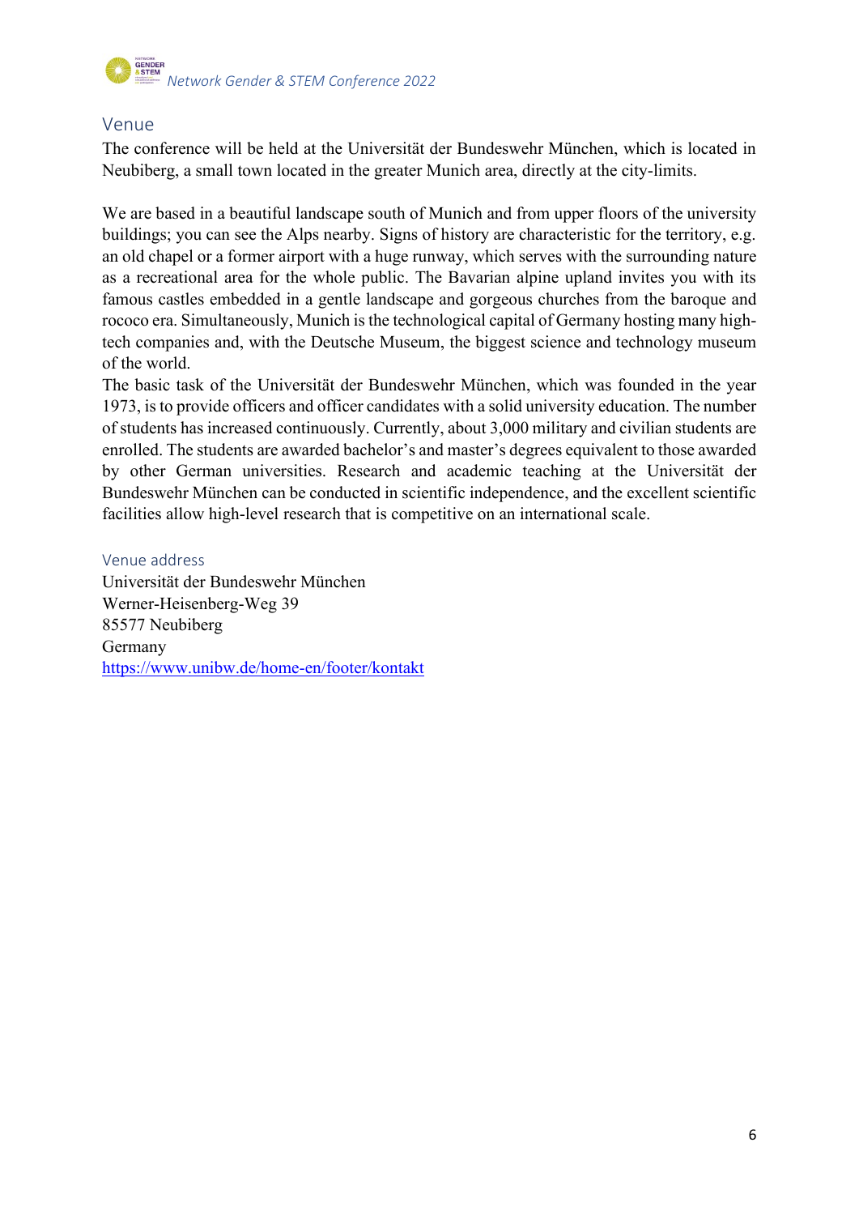## Venue

The conference will be held at the Universität der Bundeswehr München, which is located in Neubiberg, a small town located in the greater Munich area, directly at the city-limits.

We are based in a beautiful landscape south of Munich and from upper floors of the university buildings; you can see the Alps nearby. Signs of history are characteristic for the territory, e.g. an old chapel or a former airport with a huge runway, which serves with the surrounding nature as a recreational area for the whole public. The Bavarian alpine upland invites you with its famous castles embedded in a gentle landscape and gorgeous churches from the baroque and rococo era. Simultaneously, Munich is the technological capital of Germany hosting many high-tech companies and, with the Deutsche Museum, the biggest science and technology museum of the world.
The basic task of the Universität der Bundeswehr München, which was founded in the year 1973, is to provide officers and officer candidates with a solid university education. The number of students has increased continuously. Currently, about 3,000 military and civilian students are enrolled. The students are awarded bachelor's and master's degrees equivalent to those awarded by other German universities. Research and academic teaching at the Universität der Bundeswehr München can be conducted in scientific independence, and the excellent scientific facilities allow high-level research that is competitive on an international scale.

### Venue address

Universität der Bundeswehr München
Werner-Heisenberg-Weg 39
85577 Neubiberg
Germany
https://www.unibw.de/home-en/footer/kontakt